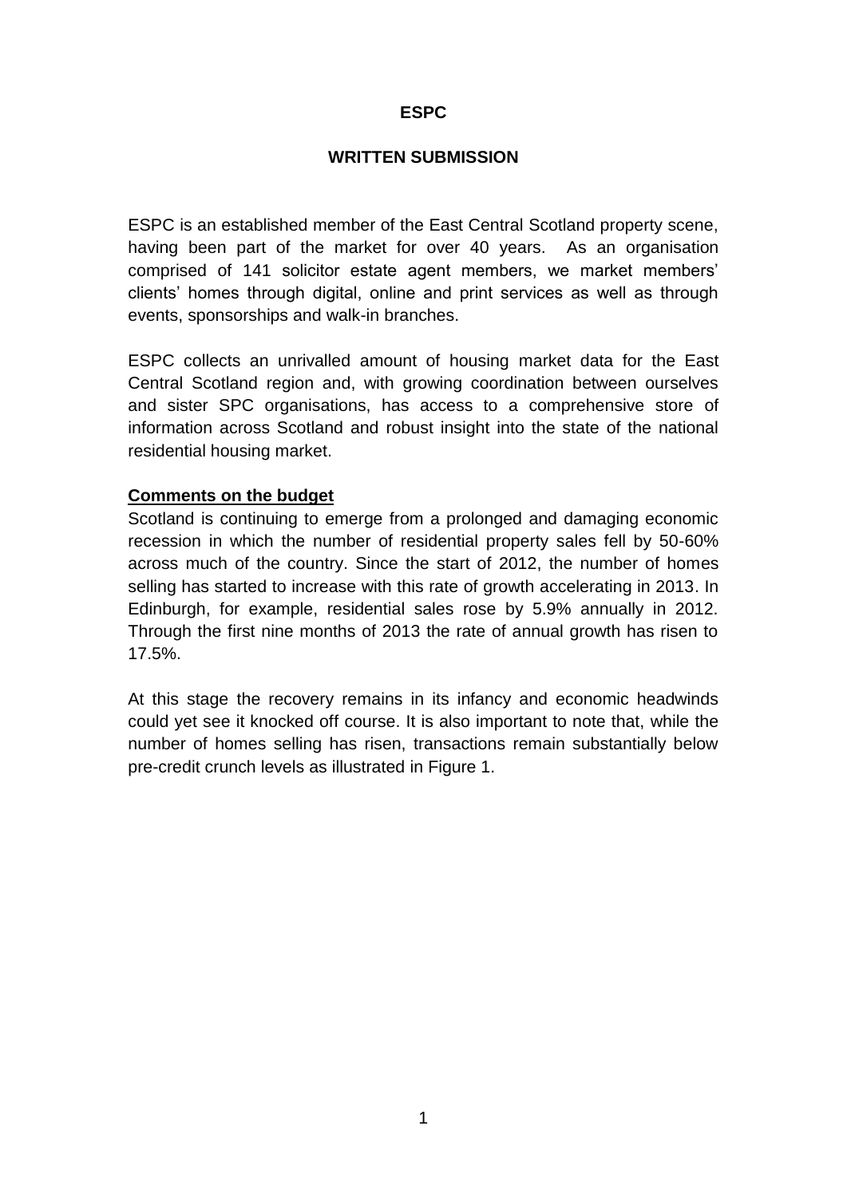# ESPC

## WRITTEN SUBMISSION

ESPC is an established member of the East Central Scotland property scene, having been part of the market for over 40 years. As an organisation comprised of 141 solicitor estate agent members, we market members' clients' homes through digital, online and print services as well as through events, sponsorships and walk-in branches.

ESPC collects an unrivalled amount of housing market data for the East Central Scotland region and, with growing coordination between ourselves and sister SPC organisations, has access to a comprehensive store of information across Scotland and robust insight into the state of the national residential housing market.

### Comments on the budget

Scotland is continuing to emerge from a prolonged and damaging economic recession in which the number of residential property sales fell by 50-60% across much of the country. Since the start of 2012, the number of homes selling has started to increase with this rate of growth accelerating in 2013. In Edinburgh, for example, residential sales rose by 5.9% annually in 2012. Through the first nine months of 2013 the rate of annual growth has risen to 17.5%.

At this stage the recovery remains in its infancy and economic headwinds could yet see it knocked off course. It is also important to note that, while the number of homes selling has risen, transactions remain substantially below pre-credit crunch levels as illustrated in Figure 1.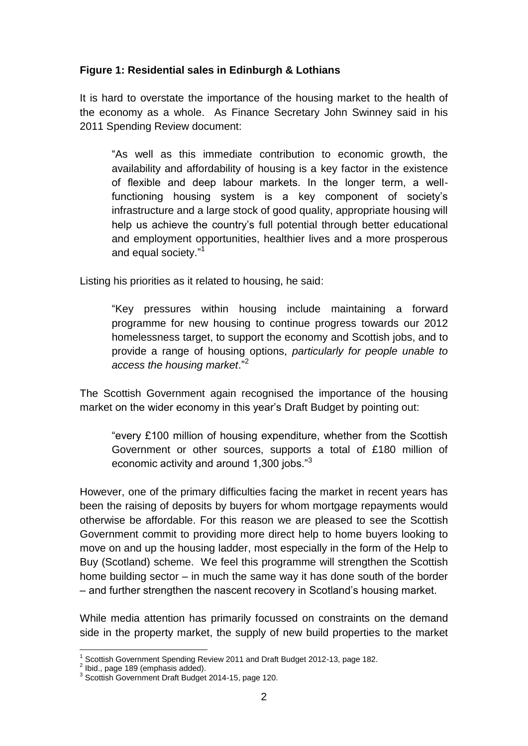**Figure 1: Residential sales in Edinburgh & Lothians**

It is hard to overstate the importance of the housing market to the health of the economy as a whole. As Finance Secretary John Swinney said in his 2011 Spending Review document:

> "As well as this immediate contribution to economic growth, the availability and affordability of housing is a key factor in the existence of flexible and deep labour markets. In the longer term, a well-functioning housing system is a key component of society's infrastructure and a large stock of good quality, appropriate housing will help us achieve the country's full potential through better educational and employment opportunities, healthier lives and a more prosperous and equal society."[1]

Listing his priorities as it related to housing, he said:

> "Key pressures within housing include maintaining a forward programme for new housing to continue progress towards our 2012 homelessness target, to support the economy and Scottish jobs, and to provide a range of housing options, *particularly for people unable to access the housing market*."[2]

The Scottish Government again recognised the importance of the housing market on the wider economy in this year's Draft Budget by pointing out:

> "every £100 million of housing expenditure, whether from the Scottish Government or other sources, supports a total of £180 million of economic activity and around 1,300 jobs."[3]

However, one of the primary difficulties facing the market in recent years has been the raising of deposits by buyers for whom mortgage repayments would otherwise be affordable. For this reason we are pleased to see the Scottish Government commit to providing more direct help to home buyers looking to move on and up the housing ladder, most especially in the form of the Help to Buy (Scotland) scheme. We feel this programme will strengthen the Scottish home building sector – in much the same way it has done south of the border – and further strengthen the nascent recovery in Scotland's housing market.

While media attention has primarily focussed on constraints on the demand side in the property market, the supply of new build properties to the market

---

[1] Scottish Government Spending Review 2011 and Draft Budget 2012-13, page 182.

[2] Ibid., page 189 (emphasis added).

[3] Scottish Government Draft Budget 2014-15, page 120.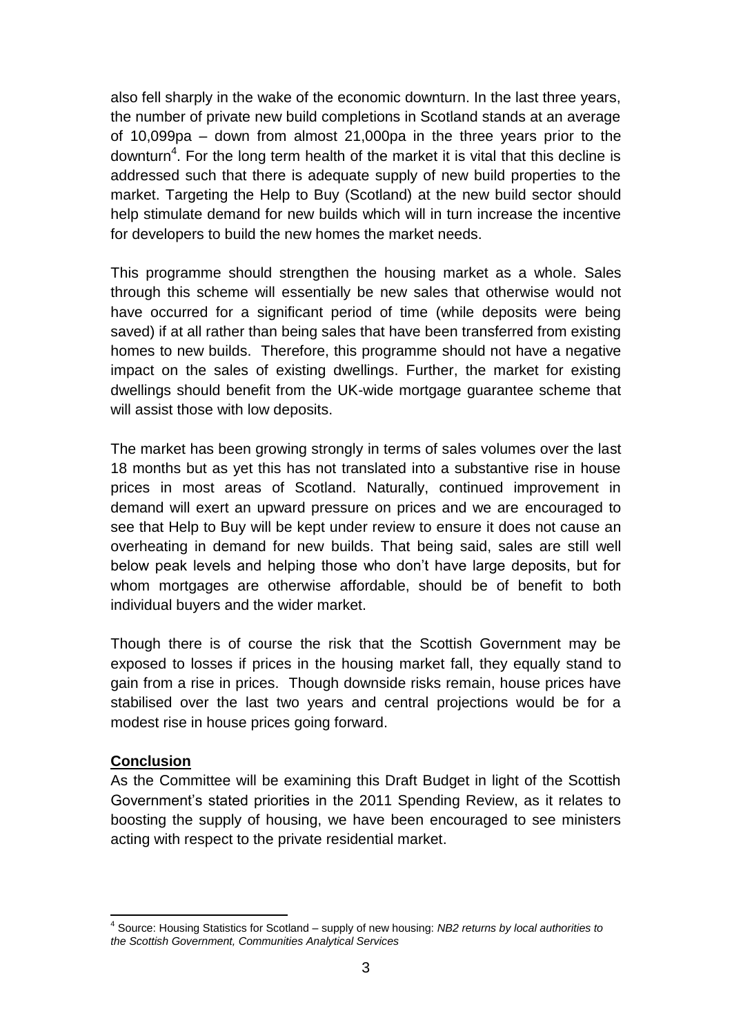also fell sharply in the wake of the economic downturn. In the last three years, the number of private new build completions in Scotland stands at an average of 10,099pa – down from almost 21,000pa in the three years prior to the downturn[4]. For the long term health of the market it is vital that this decline is addressed such that there is adequate supply of new build properties to the market. Targeting the Help to Buy (Scotland) at the new build sector should help stimulate demand for new builds which will in turn increase the incentive for developers to build the new homes the market needs.

This programme should strengthen the housing market as a whole. Sales through this scheme will essentially be new sales that otherwise would not have occurred for a significant period of time (while deposits were being saved) if at all rather than being sales that have been transferred from existing homes to new builds. Therefore, this programme should not have a negative impact on the sales of existing dwellings. Further, the market for existing dwellings should benefit from the UK-wide mortgage guarantee scheme that will assist those with low deposits.

The market has been growing strongly in terms of sales volumes over the last 18 months but as yet this has not translated into a substantive rise in house prices in most areas of Scotland. Naturally, continued improvement in demand will exert an upward pressure on prices and we are encouraged to see that Help to Buy will be kept under review to ensure it does not cause an overheating in demand for new builds. That being said, sales are still well below peak levels and helping those who don't have large deposits, but for whom mortgages are otherwise affordable, should be of benefit to both individual buyers and the wider market.

Though there is of course the risk that the Scottish Government may be exposed to losses if prices in the housing market fall, they equally stand to gain from a rise in prices. Though downside risks remain, house prices have stabilised over the last two years and central projections would be for a modest rise in house prices going forward.

**Conclusion**

As the Committee will be examining this Draft Budget in light of the Scottish Government's stated priorities in the 2011 Spending Review, as it relates to boosting the supply of housing, we have been encouraged to see ministers acting with respect to the private residential market.

[4] Source: Housing Statistics for Scotland – supply of new housing: *NB2 returns by local authorities to the Scottish Government, Communities Analytical Services*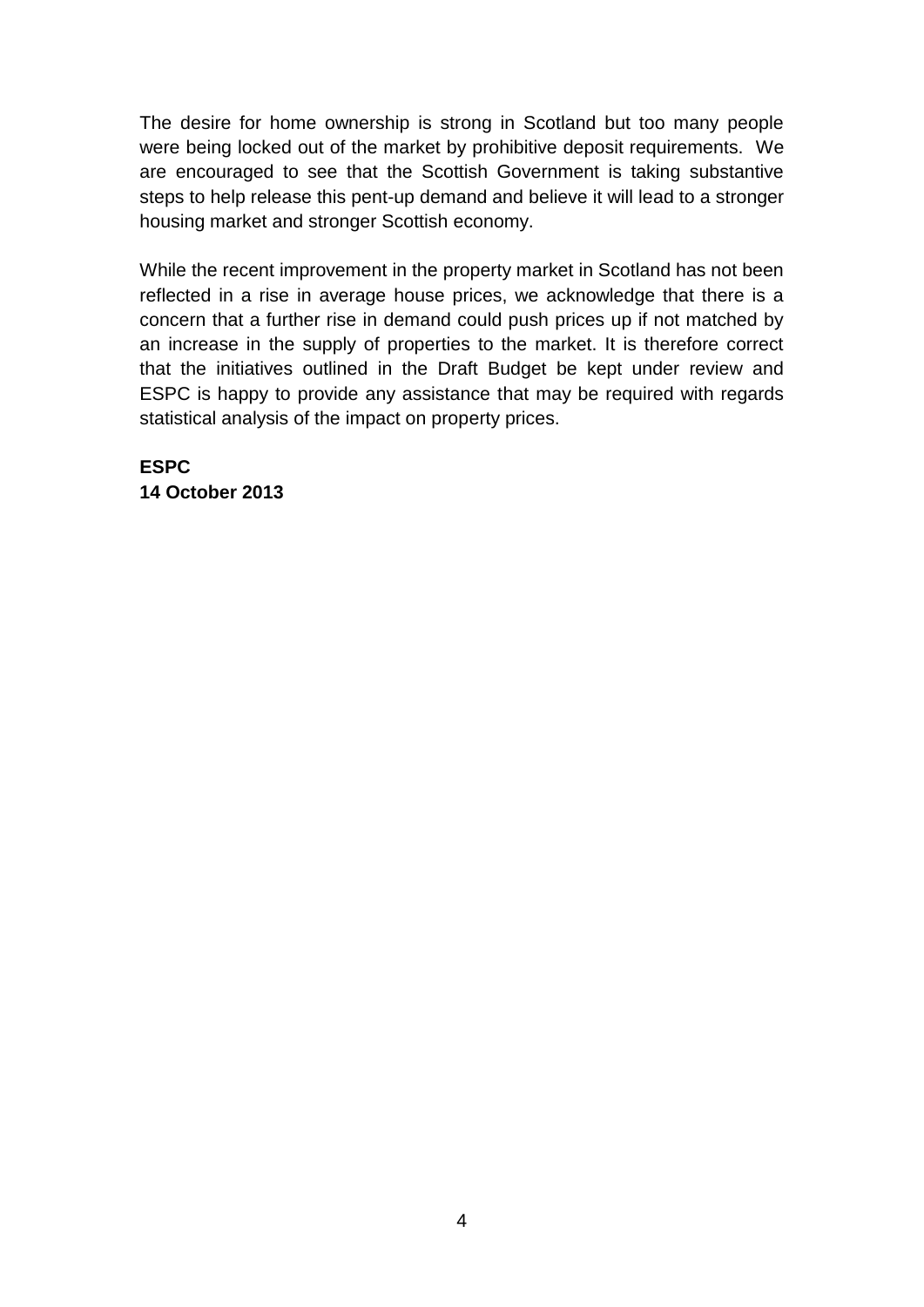The desire for home ownership is strong in Scotland but too many people were being locked out of the market by prohibitive deposit requirements. We are encouraged to see that the Scottish Government is taking substantive steps to help release this pent-up demand and believe it will lead to a stronger housing market and stronger Scottish economy.

While the recent improvement in the property market in Scotland has not been reflected in a rise in average house prices, we acknowledge that there is a concern that a further rise in demand could push prices up if not matched by an increase in the supply of properties to the market. It is therefore correct that the initiatives outlined in the Draft Budget be kept under review and ESPC is happy to provide any assistance that may be required with regards statistical analysis of the impact on property prices.

**ESPC**
**14 October 2013**